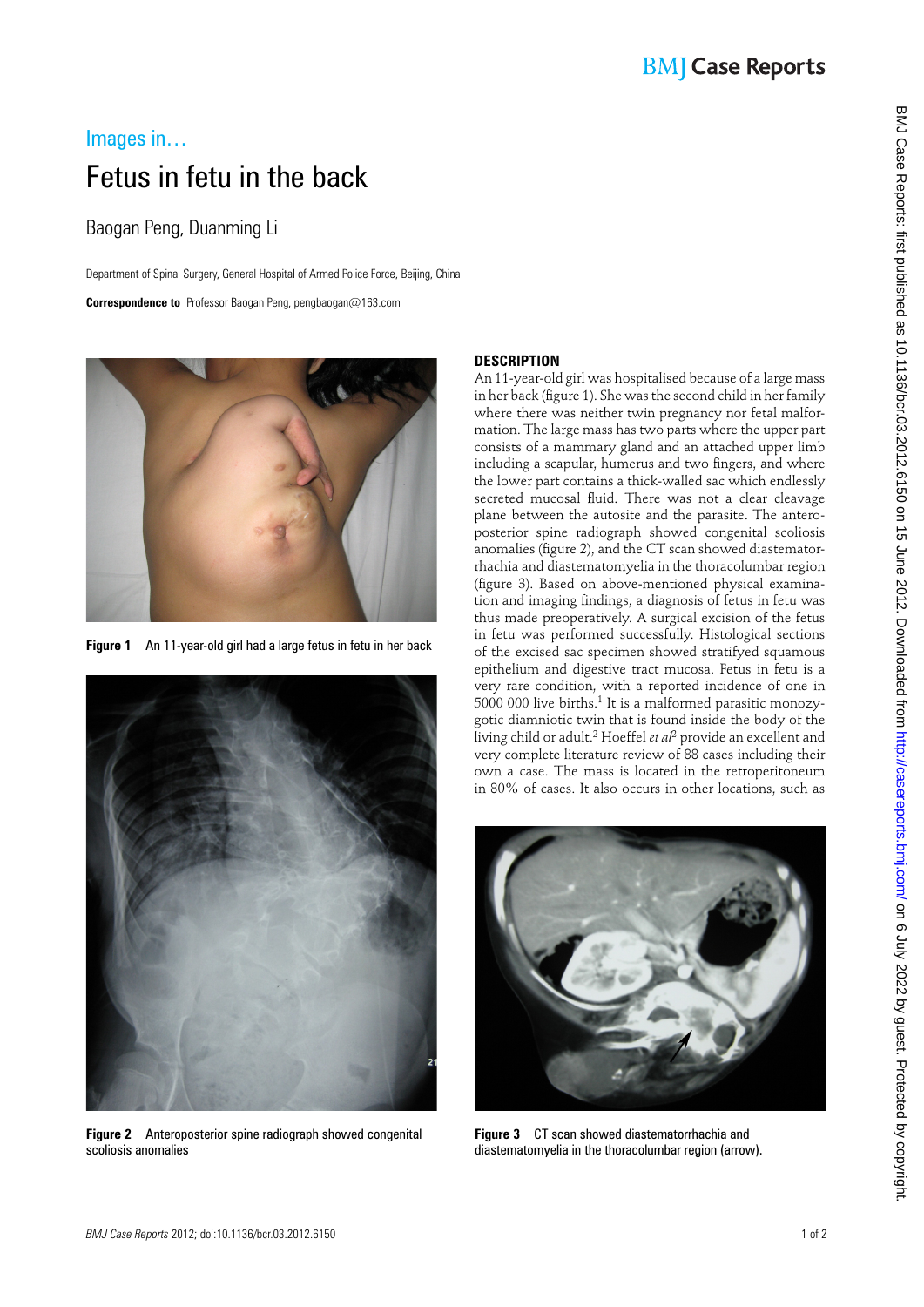Images in…

# Fetus in fetu in the back

Baogan Peng, Duanming Li

Department of Spinal Surgery, General Hospital of Armed Police Force, Beijing, China

**Correspondence to** Professor Baogan Peng, pengbaogan@163.com

**Figure 1** An 11-year-old girl had a large fetus in fetu in her back

**Figure 2** Anteroposterior spine radiograph showed congenital scoliosis anomalies

## DESCRIPTION

An 11-year-old girl was hospitalised because of a large mass in her back (figure 1). She was the second child in her family where there was neither twin pregnancy nor fetal malformation. The large mass has two parts where the upper part consists of a mammary gland and an attached upper limb including a scapular, humerus and two fingers, and where the lower part contains a thick-walled sac which endlessly secreted mucosal fluid. There was not a clear cleavage plane between the autosite and the parasite. The anteroposterior spine radiograph showed congenital scoliosis anomalies (figure 2), and the CT scan showed diastematorrhachia and diastematomyelia in the thoracolumbar region (figure 3). Based on above-mentioned physical examination and imaging findings, a diagnosis of fetus in fetu was thus made preoperatively. A surgical excision of the fetus in fetu was performed successfully. Histological sections of the excised sac specimen showed stratifyed squamous epithelium and digestive tract mucosa. Fetus in fetu is a very rare condition, with a reported incidence of one in 5000 000 live births.[1] It is a malformed parasitic monozygotic diamniotic twin that is found inside the body of the living child or adult.[2] Hoeffel *et al*[2] provide an excellent and very complete literature review of 88 cases including their own a case. The mass is located in the retroperitoneum in 80% of cases. It also occurs in other locations, such as

**Figure 3** CT scan showed diastematorrhachia and diastematomyelia in the thoracolumbar region (arrow).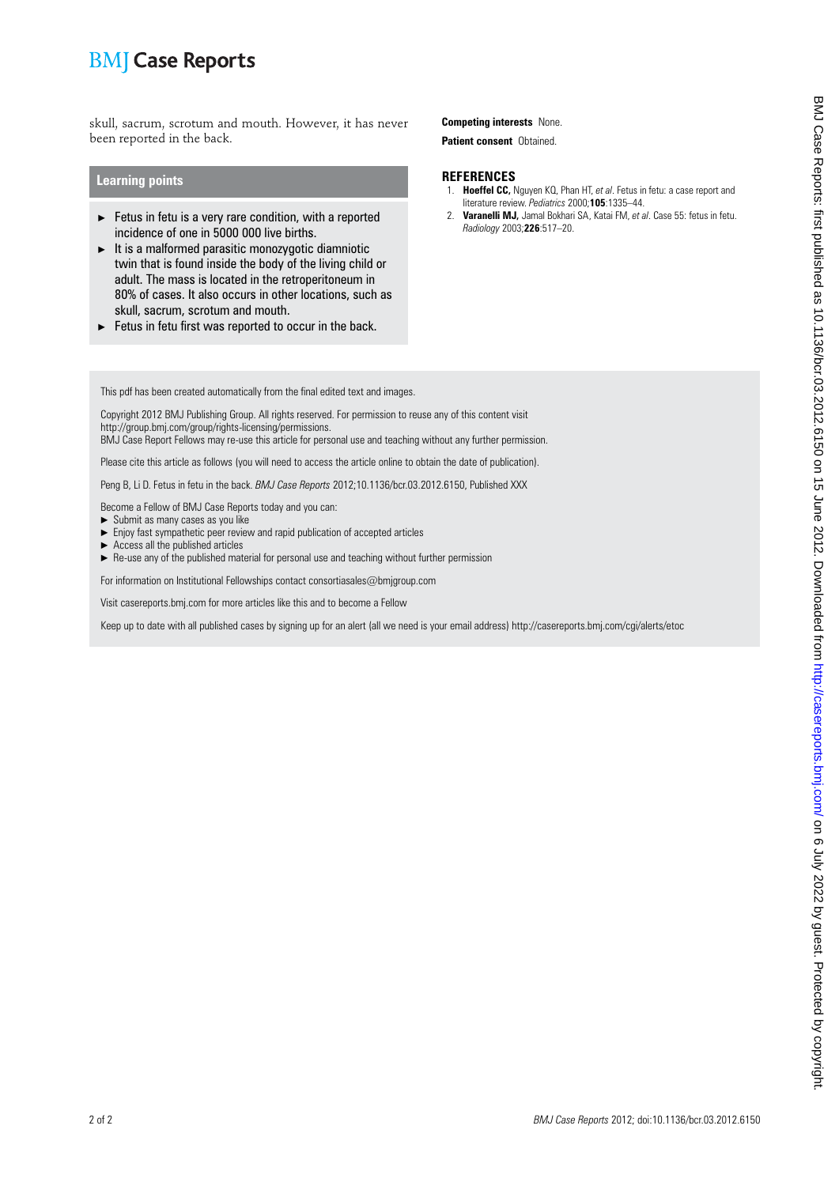skull, sacrum, scrotum and mouth. However, it has never been reported in the back.

## Learning points

- Fetus in fetu is a very rare condition, with a reported incidence of one in 5000 000 live births.
- It is a malformed parasitic monozygotic diamniotic twin that is found inside the body of the living child or adult. The mass is located in the retroperitoneum in 80% of cases. It also occurs in other locations, such as skull, sacrum, scrotum and mouth.
- Fetus in fetu first was reported to occur in the back.

**Competing interests** None.

**Patient consent** Obtained.

## REFERENCES

1. **Hoeffel CC,** Nguyen KQ, Phan HT, *et al*. Fetus in fetu: a case report and literature review. *Pediatrics* 2000;**105**:1335–44.
2. **Varanelli MJ,** Jamal Bokhari SA, Katai FM, *et al*. Case 55: fetus in fetu. *Radiology* 2003;**226**:517–20.

This pdf has been created automatically from the final edited text and images.

Copyright 2012 BMJ Publishing Group. All rights reserved. For permission to reuse any of this content visit http://group.bmj.com/group/rights-licensing/permissions.
BMJ Case Report Fellows may re-use this article for personal use and teaching without any further permission.

Please cite this article as follows (you will need to access the article online to obtain the date of publication).

Peng B, Li D. Fetus in fetu in the back. *BMJ Case Reports* 2012;10.1136/bcr.03.2012.6150, Published XXX

Become a Fellow of BMJ Case Reports today and you can:

- Submit as many cases as you like
- Enjoy fast sympathetic peer review and rapid publication of accepted articles
- Access all the published articles
- Re-use any of the published material for personal use and teaching without further permission

For information on Institutional Fellowships contact consortiasales@bmjgroup.com

Visit casereports.bmj.com for more articles like this and to become a Fellow

Keep up to date with all published cases by signing up for an alert (all we need is your email address) http://casereports.bmj.com/cgi/alerts/etoc